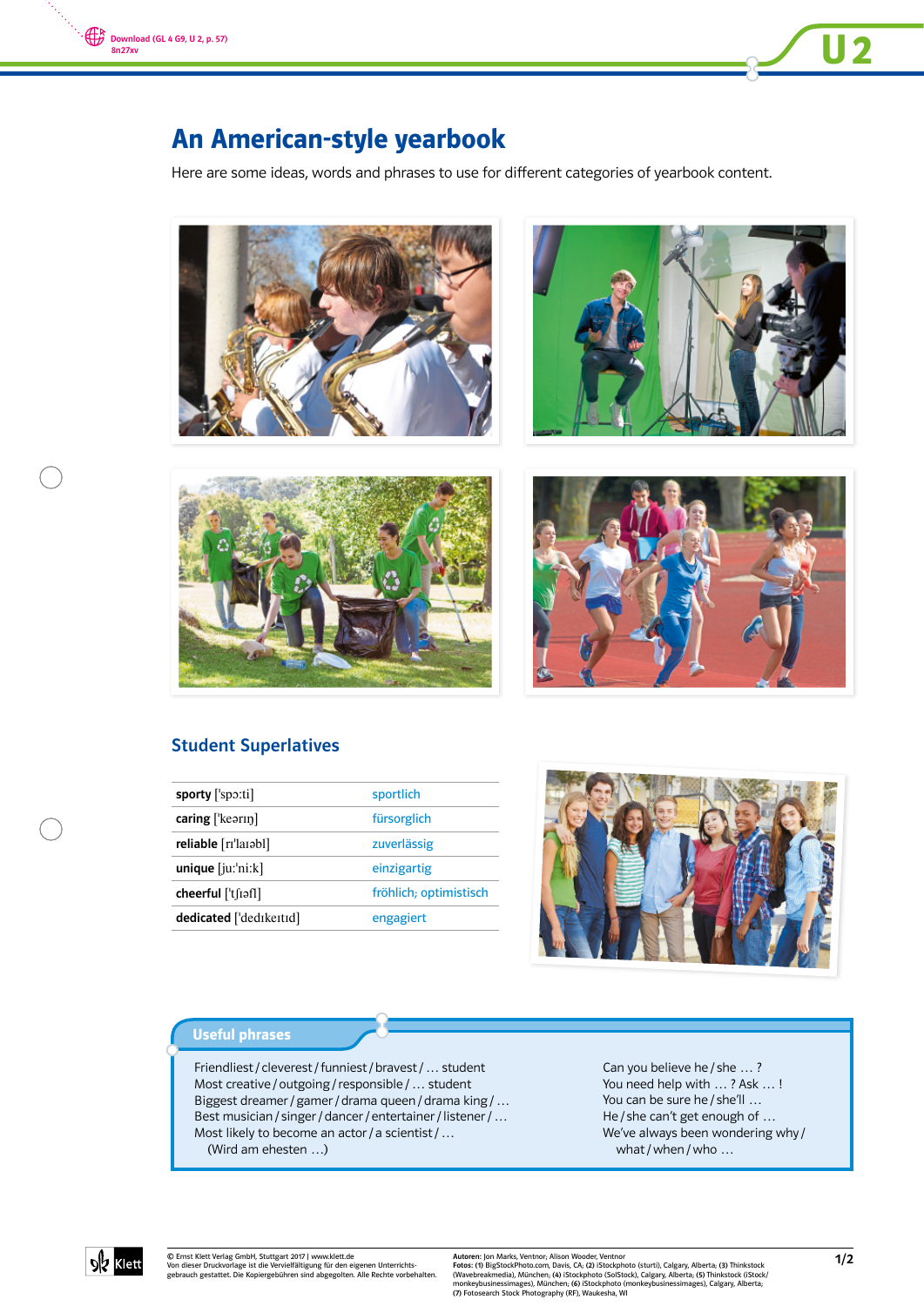# An American-style yearbook

Here are some ideas, words and phrases to use for different categories of yearbook content.

## Student Superlatives

| | |
|---|---|
| **sporty** [ˈspɔːti] | sportlich |
| **caring** [ˈkeərɪŋ] | fürsorglich |
| **reliable** [rɪˈlaɪəbl] | zuverlässig |
| **unique** [juːˈniːk] | einzigartig |
| **cheerful** [ˈtʃɪəfl] | fröhlich; optimistisch |
| **dedicated** [ˈdedɪkeɪtɪd] | engagiert |

### Useful phrases

Friendliest / cleverest / funniest / bravest / … student
Most creative / outgoing / responsible / … student
Biggest dreamer / gamer / drama queen / drama king / …
Best musician / singer / dancer / entertainer / listener / …
Most likely to become an actor / a scientist / …
(Wird am ehesten …)

Can you believe he / she … ?
You need help with … ? Ask … !
You can be sure he / she'll …
He / she can't get enough of …
We've always been wondering why / what / when / who …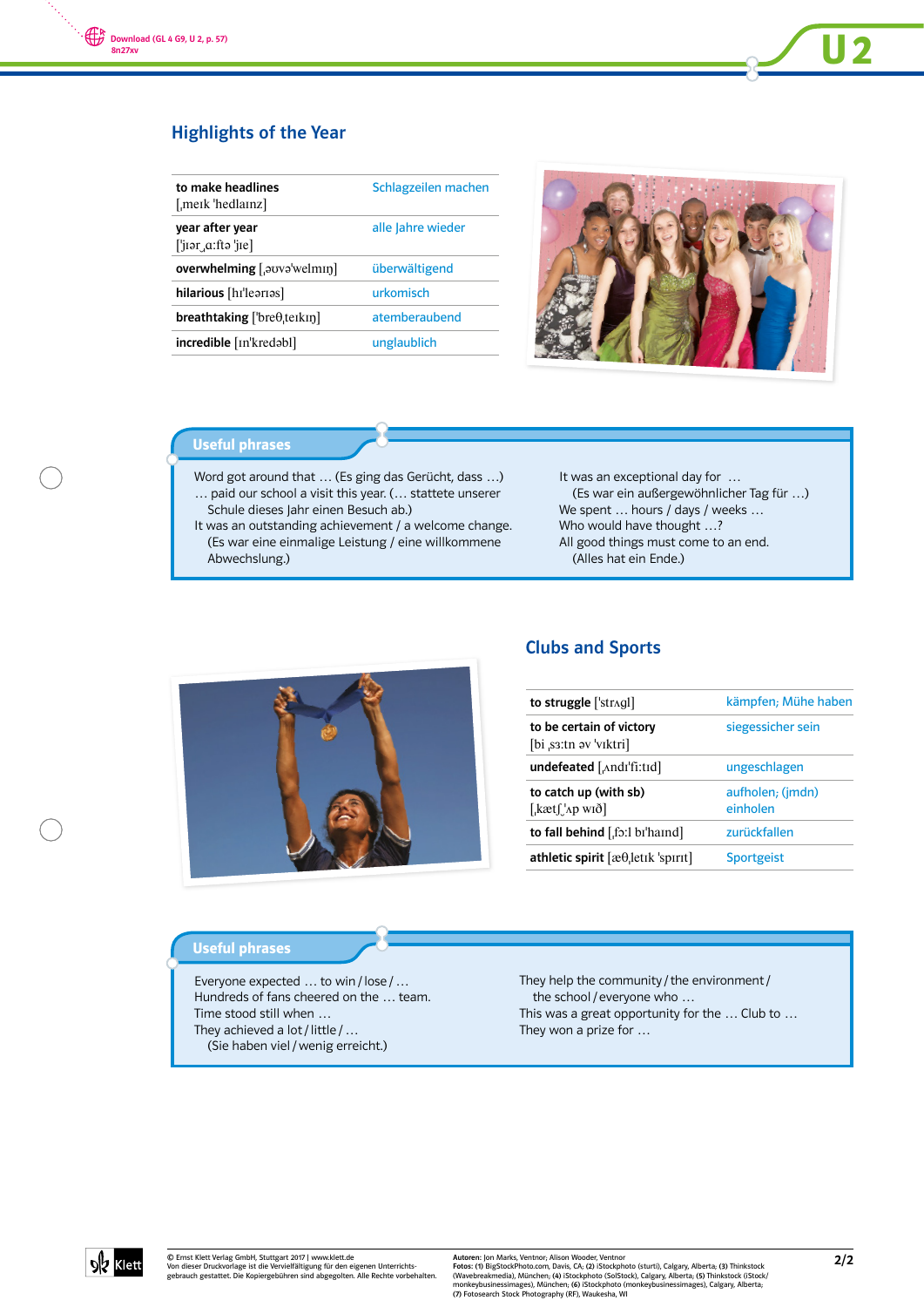## Highlights of the Year

| | |
|---|---|
| **to make headlines** [ˌmeɪk ˈhedlaɪnz] | Schlagzeilen machen |
| **year after year** [ˈjɪərˌɑːftə ˈjɪe] | alle Jahre wieder |
| **overwhelming** [ˌəʊvəˈwelmɪŋ] | überwältigend |
| **hilarious** [hɪˈleərɪəs] | urkomisch |
| **breathtaking** [ˈbreθˌteɪkɪŋ] | atemberaubend |
| **incredible** [ɪnˈkredəbl] | unglaublich |

### Useful phrases

Word got around that … (Es ging das Gerücht, dass …)
… paid our school a visit this year. (… stattete unserer Schule dieses Jahr einen Besuch ab.)
It was an outstanding achievement / a welcome change. (Es war eine einmalige Leistung / eine willkommene Abwechslung.)
It was an exceptional day for … (Es war ein außergewöhnlicher Tag für …)
We spent … hours / days / weeks …
Who would have thought …?
All good things must come to an end. (Alles hat ein Ende.)

## Clubs and Sports

| | |
|---|---|
| **to struggle** [ˈstrʌgl] | kämpfen; Mühe haben |
| **to be certain of victory** [bi ˌsɜːtn əv ˈvɪktri] | siegessicher sein |
| **undefeated** [ˌʌndɪˈfiːtɪd] | ungeschlagen |
| **to catch up (with sb)** [ˌkætʃˈʌp wɪð] | aufholen; (jmdn) einholen |
| **to fall behind** [ˌfɔːl bɪˈhaɪnd] | zurückfallen |
| **athletic spirit** [æθˌletɪk ˈspɪrɪt] | Sportgeist |

### Useful phrases

Everyone expected … to win / lose / …
Hundreds of fans cheered on the … team.
Time stood still when …
They achieved a lot / little / … (Sie haben viel / wenig erreicht.)
They help the community / the environment / the school / everyone who …
This was a great opportunity for the … Club to …
They won a prize for …